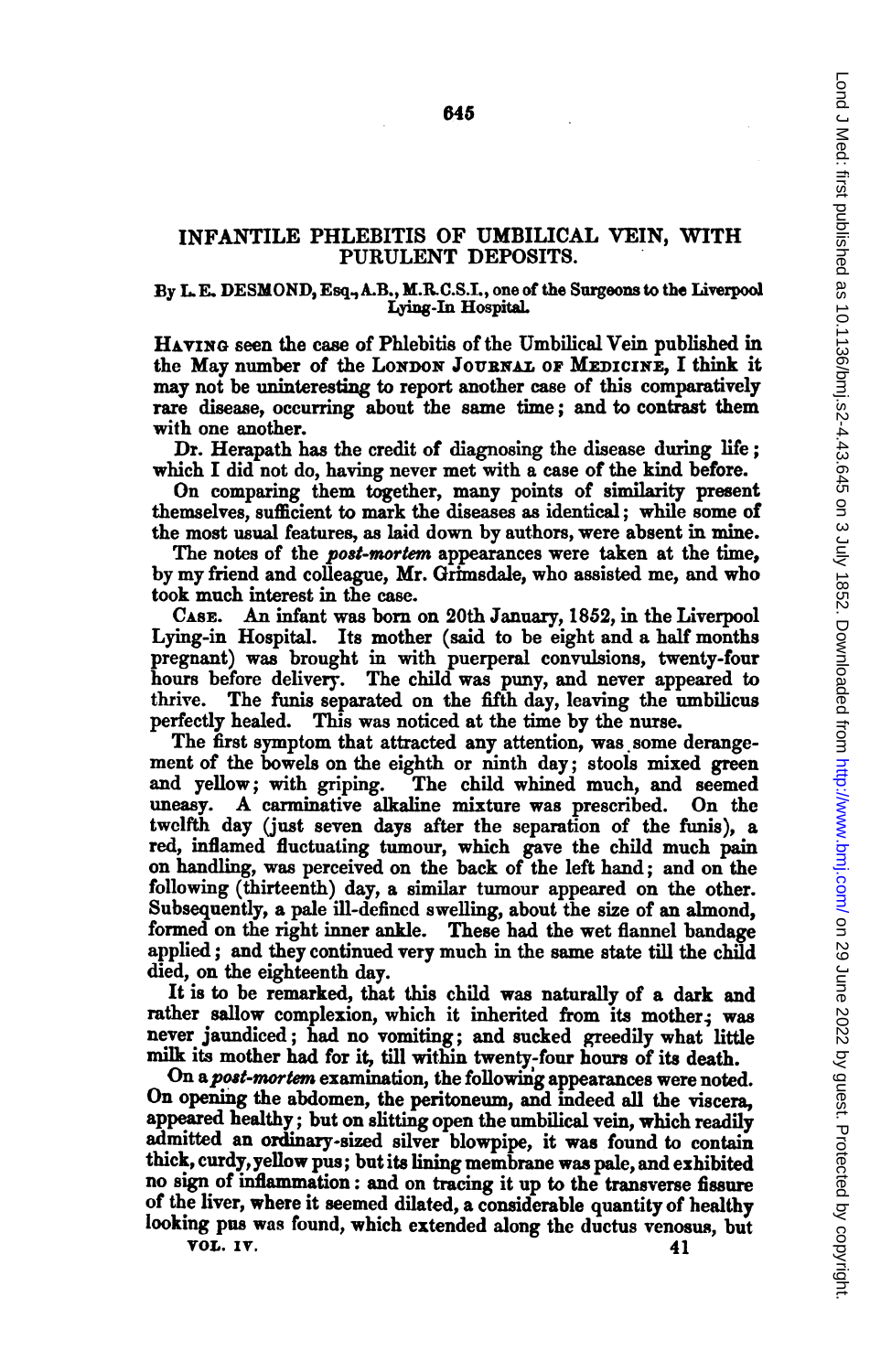# INFANTILE PHLEBITIS OF UMBILICAL VEIN, WITH PURULENT DEPOSITS.

By L. E. DESMOND, Esq., A.B., M.R.C.S.I., one of the Surgeons to the Liverpool Lying-In Hospital.

HAVING seen the case of Phlebitis of the Umbilical Vein published in the May number of the LONDON JOURNAL OF MEDICINE, I think it may not be uninteresting to report another case of this comparatively rare disease, occurring about the same time; and to contrast them with one another.

Dr. Herapath has the credit of diagnosing the disease during life; which I did not do, having never met with a case of the kind before.

On comparing them together, many points of similarity present themselves, sufficient to mark the diseases as identical; while some of the most usual features, as laid down by authors, were absent in mine.

The notes of the *post-mortem* appearances were taken at the time, by my friend and colleague, Mr. Grimsdale, who assisted me, and who took much interest in the case.

CASE. An infant was born on 20th January, 1852, in the Liverpool Lying-in Hospital. Its mother (said to be eight and a half months pregnant) was brought in with puerperal convulsions, twenty-four hours before delivery. The child was puny, and never appeared to thrive. The funis separated on the fifth day, leaving the umbilicus perfectly healed. This was noticed at the time by the nurse.

The first symptom that attracted any attention, was some derangement of the bowels on the eighth or ninth day; stools mixed green and yellow; with griping. The child whined much, and seemed uneasy. A carminative alkaline mixture was prescribed. On the twelfth day (just seven days after the separation of the funis), a red, inflamed fluctuating tumour, which gave the child much pain on handling, was perceived on the back of the left hand; and on the following (thirteenth) day, a similar tumour appeared on the other. Subsequently, a pale ill-defined swelling, about the size of an almond, formed on the right inner ankle. These had the wet flannel bandage applied; and they continued very much in the same state till the child died, on the eighteenth day.

It is to be remarked, that this child was naturally of a dark and rather sallow complexion, which it inherited from its mother; was never jaundiced; had no vomiting; and sucked greedily what little milk its mother had for it, till within twenty-four hours of its death.

On a *post-mortem* examination, the following appearances were noted. On opening the abdomen, the peritoneum, and indeed all the viscera, appeared healthy; but on slitting open the umbilical vein, which readily admitted an ordinary-sized silver blowpipe, it was found to contain thick, curdy, yellow pus; but its lining membrane was pale, and exhibited no sign of inflammation: and on tracing it up to the transverse fissure of the liver, where it seemed dilated, a considerable quantity of healthy looking pus was found, which extended along the ductus venosus, but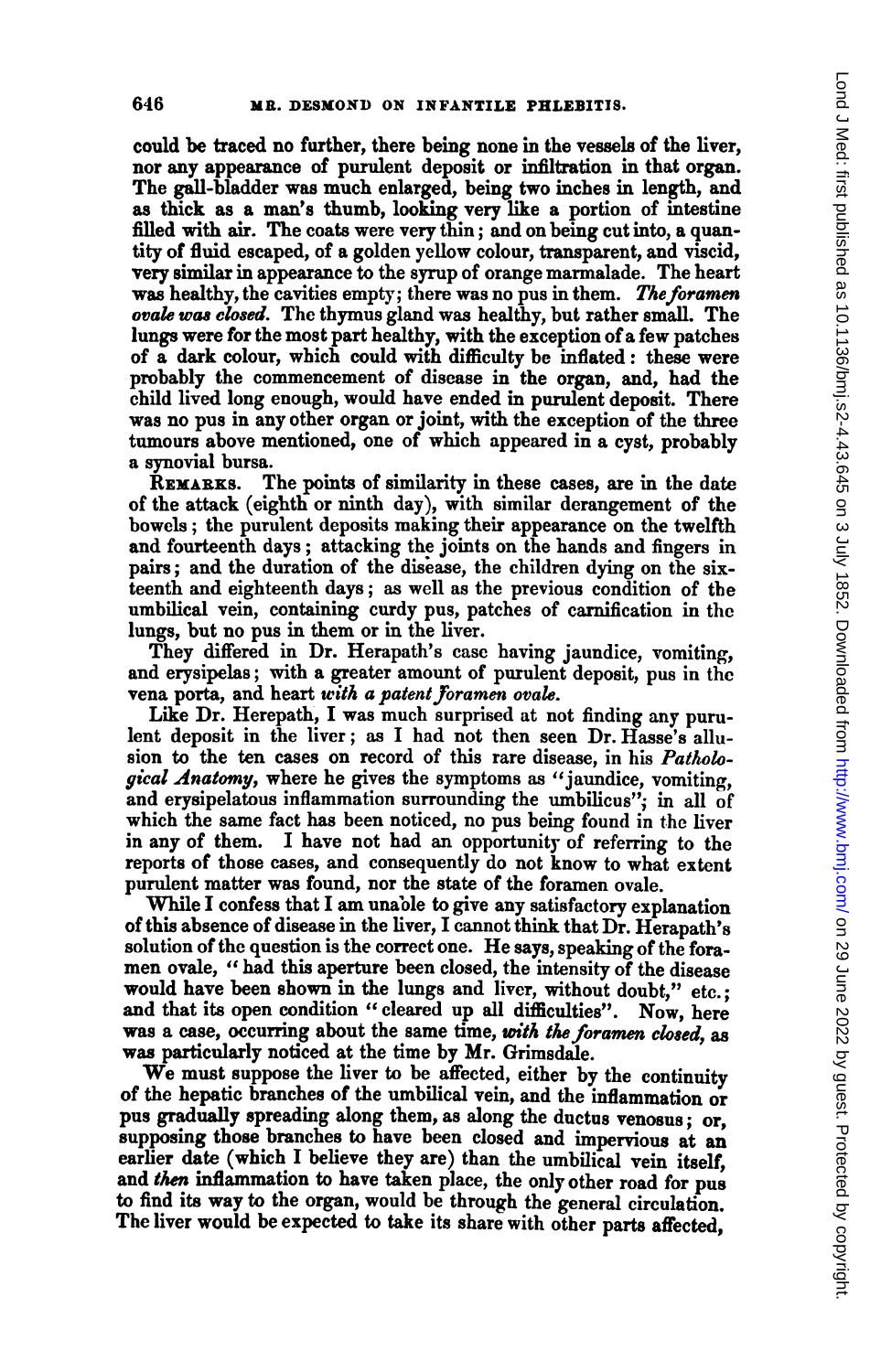could be traced no further, there being none in the vessels of the liver, nor any appearance of purulent deposit or infiltration in that organ. The gall-bladder was much enlarged, being two inches in length, and as thick as a man's thumb, looking very like a portion of intestine filled with air. The coats were very thin; and on being cut into, a quantity of fluid escaped, of a golden yellow colour, transparent, and viscid, very similar in appearance to the syrup of orange marmalade. The heart was healthy, the cavities empty; there was no pus in them. *The foramen ovale was closed.* The thymus gland was healthy, but rather small. The lungs were for the most part healthy, with the exception of a few patches of a dark colour, which could with difficulty be inflated: these were probably the commencement of disease in the organ, and, had the child lived long enough, would have ended in purulent deposit. There was no pus in any other organ or joint, with the exception of the three tumours above mentioned, one of which appeared in a cyst, probably a synovial bursa.

REMARKS. The points of similarity in these cases, are in the date of the attack (eighth or ninth day), with similar derangement of the bowels; the purulent deposits making their appearance on the twelfth and fourteenth days; attacking the joints on the hands and fingers in pairs; and the duration of the disease, the children dying on the sixteenth and eighteenth days; as well as the previous condition of the umbilical vein, containing curdy pus, patches of carnification in the lungs, but no pus in them or in the liver.

They differed in Dr. Herapath's case having jaundice, vomiting, and erysipelas; with a greater amount of purulent deposit, pus in the vena porta, and heart *with a patent foramen ovale.*

Like Dr. Herepath, I was much surprised at not finding any purulent deposit in the liver; as I had not then seen Dr. Hasse's allusion to the ten cases on record of this rare disease, in his *Pathological Anatomy,* where he gives the symptoms as "jaundice, vomiting, and erysipelatous inflammation surrounding the umbilicus"; in all of which the same fact has been noticed, no pus being found in the liver in any of them. I have not had an opportunity of referring to the reports of those cases, and consequently do not know to what extent purulent matter was found, nor the state of the foramen ovale.

While I confess that I am unable to give any satisfactory explanation of this absence of disease in the liver, I cannot think that Dr. Herapath's solution of the question is the correct one. He says, speaking of the foramen ovale, "had this aperture been closed, the intensity of the disease would have been shown in the lungs and liver, without doubt," etc.; and that its open condition "cleared up all difficulties". Now, here was a case, occurring about the same time, *with the foramen closed,* as was particularly noticed at the time by Mr. Grimsdale.

We must suppose the liver to be affected, either by the continuity of the hepatic branches of the umbilical vein, and the inflammation or pus gradually spreading along them, as along the ductus venosus; or, supposing those branches to have been closed and impervious at an earlier date (which I believe they are) than the umbilical vein itself, and *then* inflammation to have taken place, the only other road for pus to find its way to the organ, would be through the general circulation. The liver would be expected to take its share with other parts affected,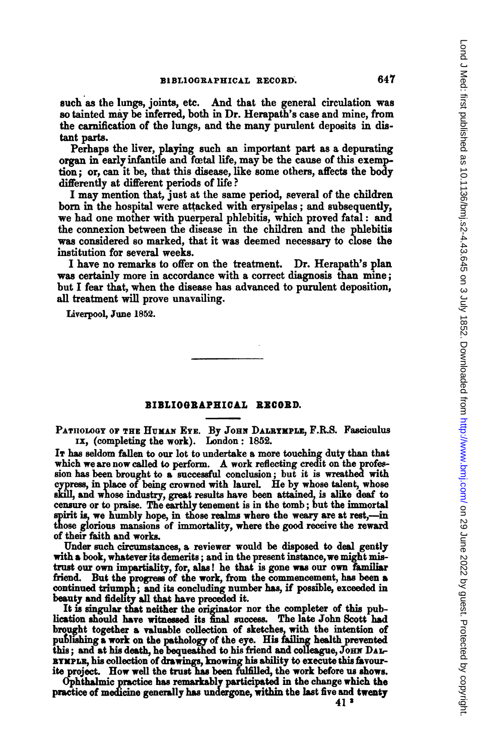such as the lungs, joints, etc. And that the general circulation was so tainted may be inferred, both in Dr. Herapath's case and mine, from the carnification of the lungs, and the many purulent deposits in distant parts.

Perhaps the liver, playing such an important part as a depurating organ in early infantile and fœtal life, may be the cause of this exemption; or, can it be, that this disease, like some others, affects the body differently at different periods of life?

I may mention that, just at the same period, several of the children born in the hospital were attacked with erysipelas; and subsequently, we had one mother with puerperal phlebitis, which proved fatal: and the connexion between the disease in the children and the phlebitis was considered so marked, that it was deemed necessary to close the institution for several weeks.

I have no remarks to offer on the treatment. Dr. Herapath's plan was certainly more in accordance with a correct diagnosis than mine; but I fear that, when the disease has advanced to purulent deposition, all treatment will prove unavailing.

Liverpool, June 1852.

---

# BIBLIOGRAPHICAL RECORD.

PATHOLOGY OF THE HUMAN EYE. By JOHN DALRYMPLE, F.R.S. Fasciculus IX, (completing the work). London: 1852.

It has seldom fallen to our lot to undertake a more touching duty than that which we are now called to perform. A work reflecting credit on the profession has been brought to a successful conclusion; but it is wreathed with cypress, in place of being crowned with laurel. He by whose talent, whose skill, and whose industry, great results have been attained, is alike deaf to censure or to praise. The earthly tenement is in the tomb; but the immortal spirit is, we humbly hope, in those realms where the weary are at rest,—in those glorious mansions of immortality, where the good receive the reward of their faith and works.

Under such circumstances, a reviewer would be disposed to deal gently with a book, whatever its demerits; and in the present instance, we might mistrust our own impartiality, for, alas! he that is gone was our own familiar friend. But the progress of the work, from the commencement, has been a continued triumph; and its concluding number has, if possible, exceeded in beauty and fidelity all that have preceded it.

It is singular that neither the originator nor the completer of this publication should have witnessed its final success. The late John Scott had brought together a valuable collection of sketches, with the intention of publishing a work on the pathology of the eye. His failing health prevented this; and at his death, he bequeathed to his friend and colleague, JOHN DALRYMPLE, his collection of drawings, knowing his ability to execute this favourite project. How well the trust has been fulfilled, the work before us shows.

Ophthalmic practice has remarkably participated in the change which the practice of medicine generally has undergone, within the last five and twenty